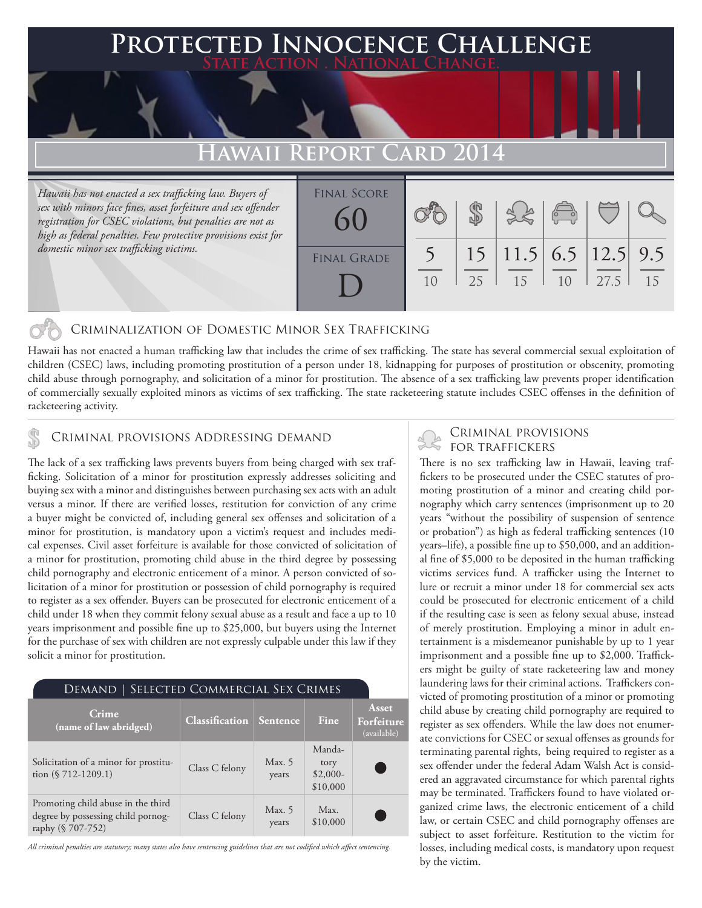# Protected Innocence Challenge

**State Action . National Change.**

## Hawaii Report Card 2014

*Hawaii has not enacted a sex trafficking law. Buyers of sex with minors face fines, asset forfeiture and sex offender registration for CSEC violations, but penalties are not as high as federal penalties. Few protective provisions exist for domestic minor sex trafficking victims.*

| Final Score | Final Grade |
|---|---|
| 60 | D |

| Criminalization | Demand | Traffickers | Facilitators | Protective Provisions | Criminal Justice Tools |
|---|---|---|---|---|---|
| 5/10 | 15/25 | 11.5/15 | 6.5/10 | 12.5/27.5 | 9.5/15 |

### Criminalization of Domestic Minor Sex Trafficking

Hawaii has not enacted a human trafficking law that includes the crime of sex trafficking. The state has several commercial sexual exploitation of children (CSEC) laws, including promoting prostitution of a person under 18, kidnapping for purposes of prostitution or obscenity, promoting child abuse through pornography, and solicitation of a minor for prostitution. The absence of a sex trafficking law prevents proper identification of commercially sexually exploited minors as victims of sex trafficking. The state racketeering statute includes CSEC offenses in the definition of racketeering activity.

### Criminal provisions Addressing demand

The lack of a sex trafficking laws prevents buyers from being charged with sex trafficking. Solicitation of a minor for prostitution expressly addresses soliciting and buying sex with a minor and distinguishes between purchasing sex acts with an adult versus a minor. If there are verified losses, restitution for conviction of any crime a buyer might be convicted of, including general sex offenses and solicitation of a minor for prostitution, is mandatory upon a victim's request and includes medical expenses. Civil asset forfeiture is available for those convicted of solicitation of a minor for prostitution, promoting child abuse in the third degree by possessing child pornography and electronic enticement of a minor. A person convicted of solicitation of a minor for prostitution or possession of child pornography is required to register as a sex offender. Buyers can be prosecuted for electronic enticement of a child under 18 when they commit felony sexual abuse as a result and face a up to 10 years imprisonment and possible fine up to $25,000, but buyers using the Internet for the purchase of sex with children are not expressly culpable under this law if they solicit a minor for prostitution.

**Demand | Selected Commercial Sex Crimes**

| Crime (name of law abridged) | Classification | Sentence | Fine | Asset Forfeiture (available) |
|---|---|---|---|---|
| Solicitation of a minor for prostitution (§ 712-1209.1) | Class C felony | Max. 5 years | Mandatory $2,000-$10,000 | ● |
| Promoting child abuse in the third degree by possessing child pornography (§ 707-752) | Class C felony | Max. 5 years | Max. $10,000 | ● |

*All criminal penalties are statutory; many states also have sentencing guidelines that are not codified which affect sentencing.*

### Criminal provisions for traffickers

There is no sex trafficking law in Hawaii, leaving traffickers to be prosecuted under the CSEC statutes of promoting prostitution of a minor and creating child pornography which carry sentences (imprisonment up to 20 years "without the possibility of suspension of sentence or probation") as high as federal trafficking sentences (10 years–life), a possible fine up to $50,000, and an additional fine of $5,000 to be deposited in the human trafficking victims services fund. A trafficker using the Internet to lure or recruit a minor under 18 for commercial sex acts could be prosecuted for electronic enticement of a child if the resulting case is seen as felony sexual abuse, instead of merely prostitution. Employing a minor in adult entertainment is a misdemeanor punishable by up to 1 year imprisonment and a possible fine up to $2,000. Traffickers might be guilty of state racketeering law and money laundering laws for their criminal actions. Traffickers convicted of promoting prostitution of a minor or promoting child abuse by creating child pornography are required to register as sex offenders. While the law does not enumerate convictions for CSEC or sexual offenses as grounds for terminating parental rights, being required to register as a sex offender under the federal Adam Walsh Act is considered an aggravated circumstance for which parental rights may be terminated. Traffickers found to have violated organized crime laws, the electronic enticement of a child law, or certain CSEC and child pornography offenses are subject to asset forfeiture. Restitution to the victim for losses, including medical costs, is mandatory upon request by the victim.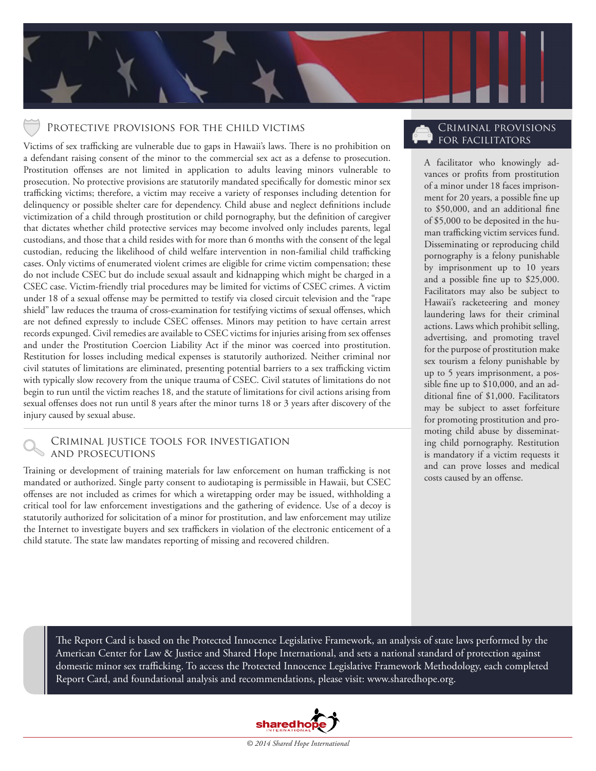## Protective provisions for the child victims

Victims of sex trafficking are vulnerable due to gaps in Hawaii's laws. There is no prohibition on a defendant raising consent of the minor to the commercial sex act as a defense to prosecution. Prostitution offenses are not limited in application to adults leaving minors vulnerable to prosecution. No protective provisions are statutorily mandated specifically for domestic minor sex trafficking victims; therefore, a victim may receive a variety of responses including detention for delinquency or possible shelter care for dependency. Child abuse and neglect definitions include victimization of a child through prostitution or child pornography, but the definition of caregiver that dictates whether child protective services may become involved only includes parents, legal custodians, and those that a child resides with for more than 6 months with the consent of the legal custodian, reducing the likelihood of child welfare intervention in non-familial child trafficking cases. Only victims of enumerated violent crimes are eligible for crime victim compensation; these do not include CSEC but do include sexual assault and kidnapping which might be charged in a CSEC case. Victim-friendly trial procedures may be limited for victims of CSEC crimes. A victim under 18 of a sexual offense may be permitted to testify via closed circuit television and the "rape shield" law reduces the trauma of cross-examination for testifying victims of sexual offenses, which are not defined expressly to include CSEC offenses. Minors may petition to have certain arrest records expunged. Civil remedies are available to CSEC victims for injuries arising from sex offenses and under the Prostitution Coercion Liability Act if the minor was coerced into prostitution. Restitution for losses including medical expenses is statutorily authorized. Neither criminal nor civil statutes of limitations are eliminated, presenting potential barriers to a sex trafficking victim with typically slow recovery from the unique trauma of CSEC. Civil statutes of limitations do not begin to run until the victim reaches 18, and the statute of limitations for civil actions arising from sexual offenses does not run until 8 years after the minor turns 18 or 3 years after discovery of the injury caused by sexual abuse.

## Criminal justice tools for investigation and prosecutions

Training or development of training materials for law enforcement on human trafficking is not mandated or authorized. Single party consent to audiotaping is permissible in Hawaii, but CSEC offenses are not included as crimes for which a wiretapping order may be issued, withholding a critical tool for law enforcement investigations and the gathering of evidence. Use of a decoy is statutorily authorized for solicitation of a minor for prostitution, and law enforcement may utilize the Internet to investigate buyers and sex traffickers in violation of the electronic enticement of a child statute. The state law mandates reporting of missing and recovered children.

## Criminal provisions for facilitators

A facilitator who knowingly advances or profits from prostitution of a minor under 18 faces imprisonment for 20 years, a possible fine up to $50,000, and an additional fine of $5,000 to be deposited in the human trafficking victim services fund. Disseminating or reproducing child pornography is a felony punishable by imprisonment up to 10 years and a possible fine up to $25,000. Facilitators may also be subject to Hawaii's racketeering and money laundering laws for their criminal actions. Laws which prohibit selling, advertising, and promoting travel for the purpose of prostitution make sex tourism a felony punishable by up to 5 years imprisonment, a possible fine up to $10,000, and an additional fine of $1,000. Facilitators may be subject to asset forfeiture for promoting prostitution and promoting child abuse by disseminating child pornography. Restitution is mandatory if a victim requests it and can prove losses and medical costs caused by an offense.

The Report Card is based on the Protected Innocence Legislative Framework, an analysis of state laws performed by the American Center for Law & Justice and Shared Hope International, and sets a national standard of protection against domestic minor sex trafficking. To access the Protected Innocence Legislative Framework Methodology, each completed Report Card, and foundational analysis and recommendations, please visit: www.sharedhope.org.

*© 2014 Shared Hope International*